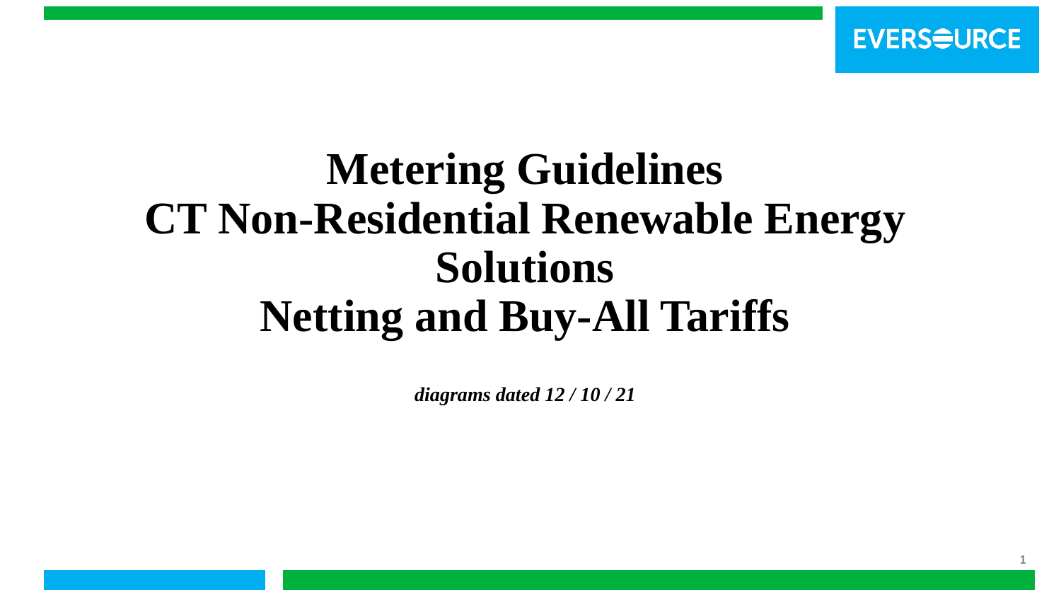# Metering Guidelines
# CT Non-Residential Renewable Energy Solutions
# Netting and Buy-All Tariffs

***diagrams dated 12 / 10 / 21***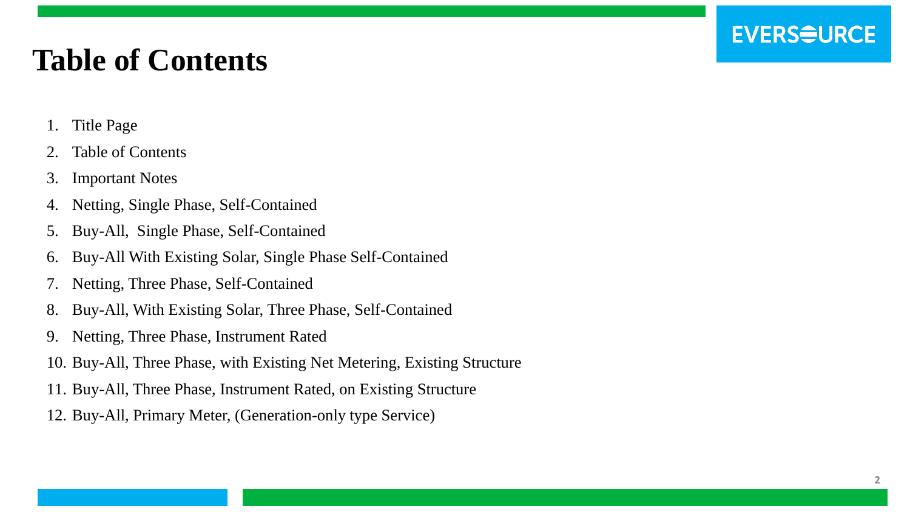# Table of Contents

1. Title Page
2. Table of Contents
3. Important Notes
4. Netting, Single Phase, Self-Contained
5. Buy-All,  Single Phase, Self-Contained
6. Buy-All With Existing Solar, Single Phase Self-Contained
7. Netting, Three Phase, Self-Contained
8. Buy-All, With Existing Solar, Three Phase, Self-Contained
9. Netting, Three Phase, Instrument Rated
10. Buy-All, Three Phase, with Existing Net Metering, Existing Structure
11. Buy-All, Three Phase, Instrument Rated, on Existing Structure
12. Buy-All, Primary Meter, (Generation-only type Service)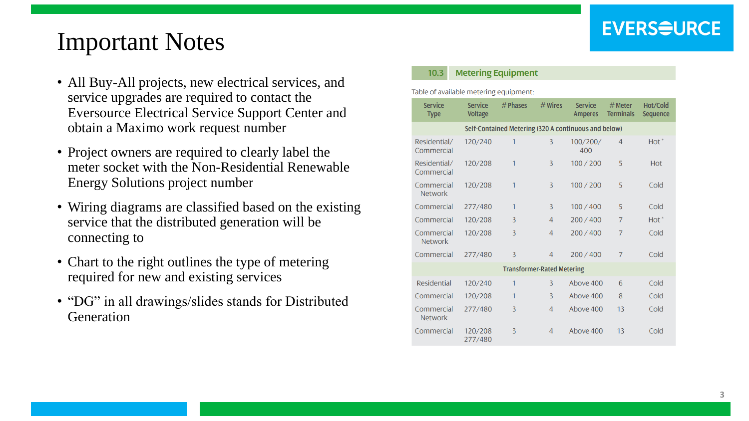# Important Notes

- All Buy-All projects, new electrical services, and service upgrades are required to contact the Eversource Electrical Service Support Center and obtain a Maximo work request number
- Project owners are required to clearly label the meter socket with the Non-Residential Renewable Energy Solutions project number
- Wiring diagrams are classified based on the existing service that the distributed generation will be connecting to
- Chart to the right outlines the type of metering required for new and existing services
- "DG" in all drawings/slides stands for Distributed Generation

## 10.3 Metering Equipment

Table of available metering equipment:

| Service Type | Service Voltage | # Phases | # Wires | Service Amperes | # Meter Terminals | Hot/Cold Sequence |
|---|---|---|---|---|---|---|
| **Self-Contained Metering (320 A continuous and below)** | | | | | | |
| Residential/ Commercial | 120/240 | 1 | 3 | 100/200/ 400 | 4 | Hot* |
| Residential/ Commercial | 120/208 | 1 | 3 | 100 / 200 | 5 | Hot |
| Commercial Network | 120/208 | 1 | 3 | 100 / 200 | 5 | Cold |
| Commercial | 277/480 | 1 | 3 | 100 / 400 | 5 | Cold |
| Commercial | 120/208 | 3 | 4 | 200 / 400 | 7 | Hot* |
| Commercial Network | 120/208 | 3 | 4 | 200 / 400 | 7 | Cold |
| Commercial | 277/480 | 3 | 4 | 200 / 400 | 7 | Cold |
| **Transformer-Rated Metering** | | | | | | |
| Residential | 120/240 | 1 | 3 | Above 400 | 6 | Cold |
| Commercial | 120/208 | 1 | 3 | Above 400 | 8 | Cold |
| Commercial Network | 277/480 | 3 | 4 | Above 400 | 13 | Cold |
| Commercial | 120/208 277/480 | 3 | 4 | Above 400 | 13 | Cold |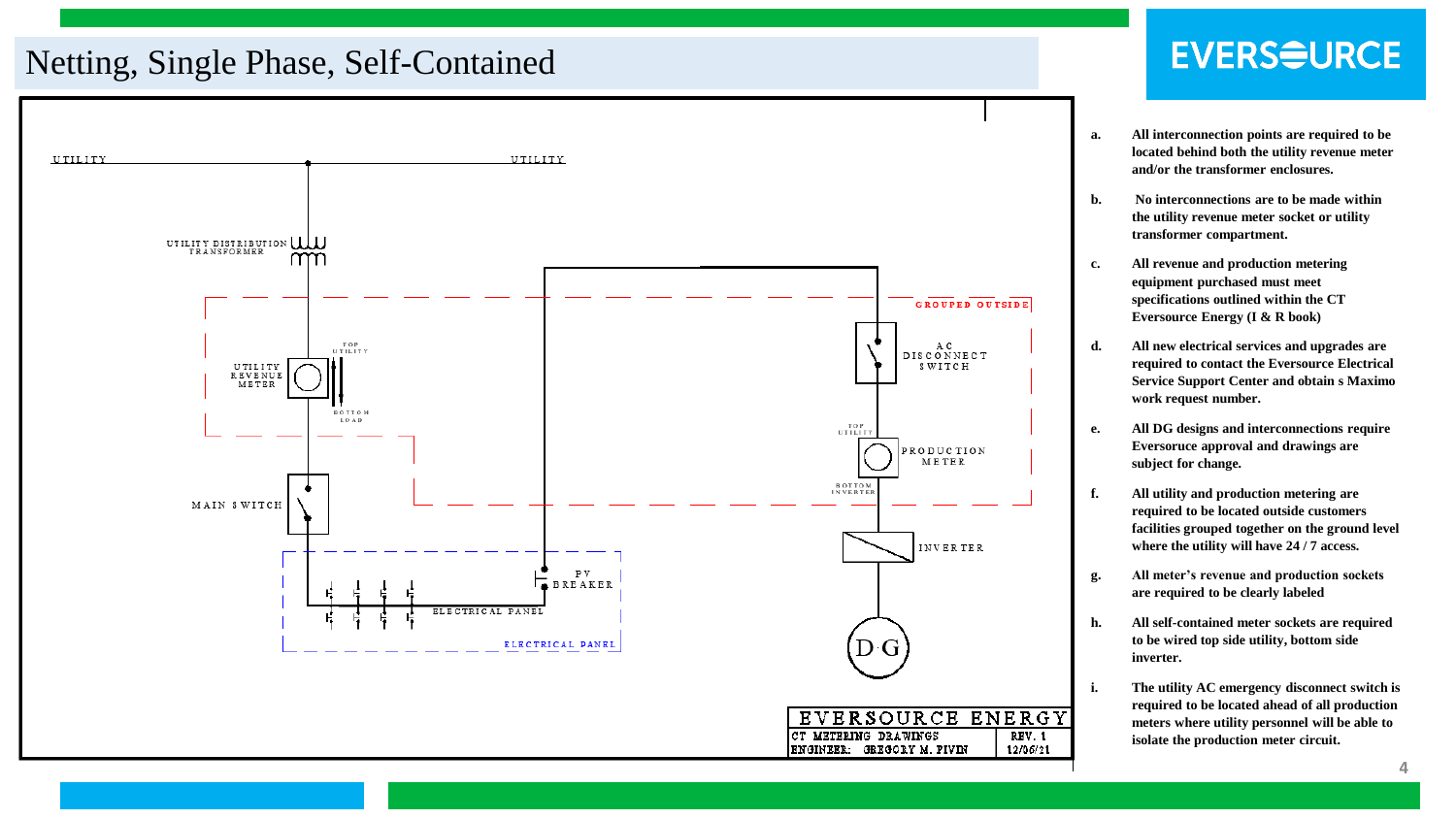# Netting, Single Phase, Self-Contained

UTILITY

UTILITY

UTILITY DISTRIBUTION TRANSFORMER

GROUPED OUTSIDE

UTILITY REVENUE METER

TOP UTILITY

BOTTOM LOAD

AC DISCONNECT SWITCH

TOP UTILITY

PRODUCTION METER

BOTTOM INVERTER

MAIN SWITCH

INVERTER

PV BREAKER

ELECTRICAL PANEL

ELECTRICAL PANEL

D·G

| EVERSOURCE ENERGY | |
|---|---|
| CT METERING DRAWINGS | REV. 1 |
| ENGINEER: GREGORY M. PIVIN | 12/06/21 |

**a.** **All interconnection points are required to be located behind both the utility revenue meter and/or the transformer enclosures.**

**b.** **No interconnections are to be made within the utility revenue meter socket or utility transformer compartment.**

**c.** **All revenue and production metering equipment purchased must meet specifications outlined within the CT Eversource Energy (I & R book)**

**d.** **All new electrical services and upgrades are required to contact the Eversource Electrical Service Support Center and obtain s Maximo work request number.**

**e.** **All DG designs and interconnections require Eversoruce approval and drawings are subject for change.**

**f.** **All utility and production metering are required to be located outside customers facilities grouped together on the ground level where the utility will have 24 / 7 access.**

**g.** **All meter's revenue and production sockets are required to be clearly labeled**

**h.** **All self-contained meter sockets are required to be wired top side utility, bottom side inverter.**

**i.** **The utility AC emergency disconnect switch is required to be located ahead of all production meters where utility personnel will be able to isolate the production meter circuit.**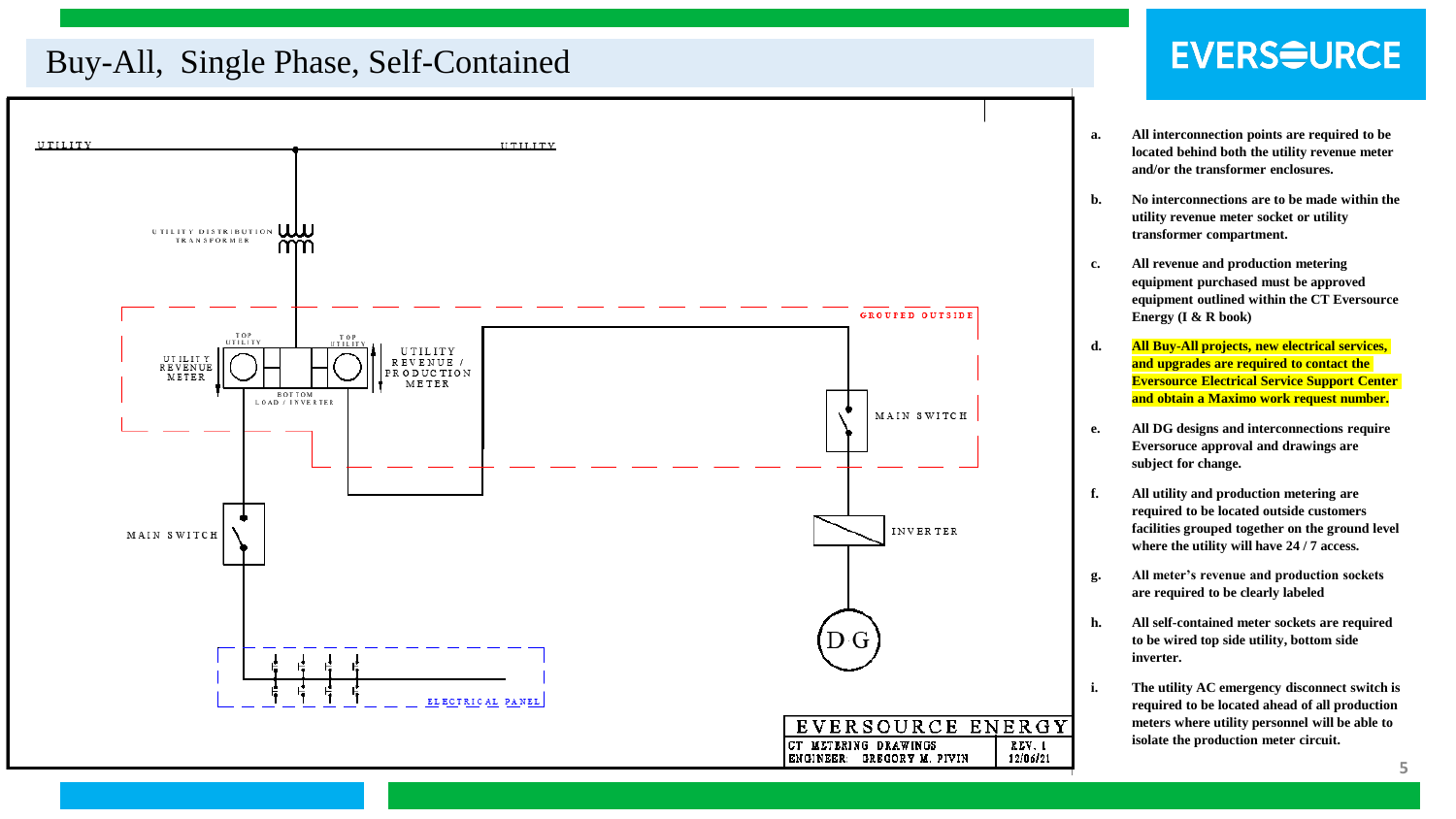# Buy-All, Single Phase, Self-Contained

UTILITY

UTILITY

UTILITY DISTRIBUTION TRANSFORMER

GROUPED OUTSIDE

TOP UTILITY

TOP UTILITY

UTILITY REVENUE METER

UTILITY REVENUE / PRODUCTION METER

BOTTOM LOAD / INVERTER

MAIN SWITCH

MAIN SWITCH

INVERTER

DG

ELECTRICAL PANEL

EVERSOURCE ENERGY

CT METERING DRAWINGS

ENGINEER: GREGORY M. PIVIN

REV. 1

12/06/21

**a.** **All interconnection points are required to be located behind both the utility revenue meter and/or the transformer enclosures.**

**b.** **No interconnections are to be made within the utility revenue meter socket or utility transformer compartment.**

**c.** **All revenue and production metering equipment purchased must be approved equipment outlined within the CT Eversource Energy (I & R book)**

**d.** **All Buy-All projects, new electrical services, and upgrades are required to contact the Eversource Electrical Service Support Center and obtain a Maximo work request number.**

**e.** **All DG designs and interconnections require Eversoruce approval and drawings are subject for change.**

**f.** **All utility and production metering are required to be located outside customers facilities grouped together on the ground level where the utility will have 24 / 7 access.**

**g.** **All meter's revenue and production sockets are required to be clearly labeled**

**h.** **All self-contained meter sockets are required to be wired top side utility, bottom side inverter.**

**i.** **The utility AC emergency disconnect switch is required to be located ahead of all production meters where utility personnel will be able to isolate the production meter circuit.**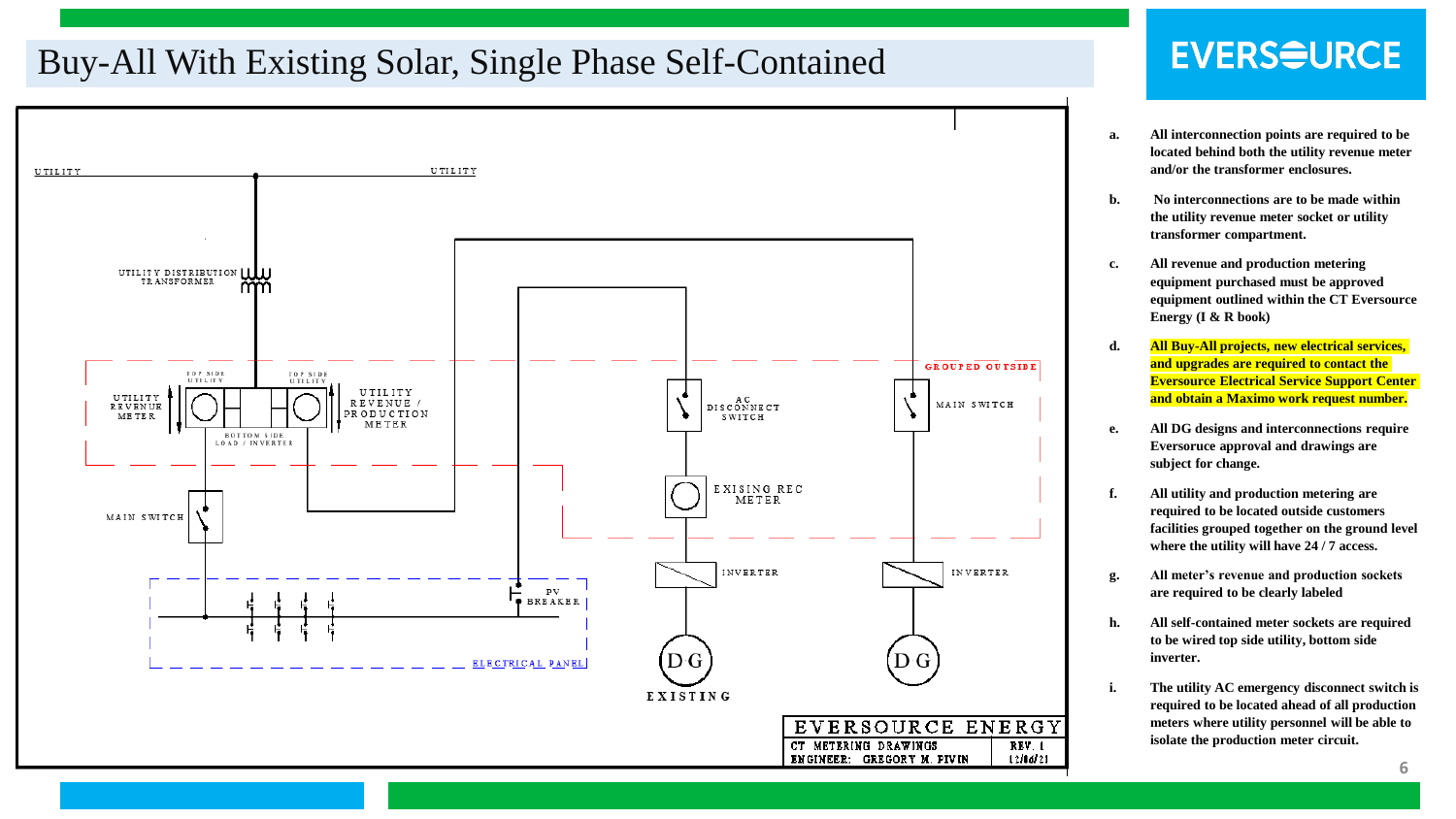# Buy-All With Existing Solar, Single Phase Self-Contained

EVERSOURCE

UTILITY

UTILITY

UTILITY DISTRIBUTION TRANSFORMER

TOP SIDE UTILITY

TOP SIDE UTILITY

UTILITY REVENUE METER

UTILITY REVENUE / PRODUCTION METER

BOTTOM SIDE LOAD / INVERTER

AC DISCONNECT SWITCH

MAIN SWITCH

GROUPED OUTSIDE

EXISING REC METER

MAIN SWITCH

INVERTER

INVERTER

PV BREAKER

ELECTRICAL PANEL

DG

DG

EXISTING

EVERSOURCE ENERGY

CT METERING DRAWINGS — REV. 1

ENGINEER: GREGORY M. PIVIN — 12/8d/21

**a.** **All interconnection points are required to be located behind both the utility revenue meter and/or the transformer enclosures.**

**b.** **No interconnections are to be made within the utility revenue meter socket or utility transformer compartment.**

**c.** **All revenue and production metering equipment purchased must be approved equipment outlined within the CT Eversource Energy (I & R book)**

**d.** **All Buy-All projects, new electrical services, and upgrades are required to contact the Eversource Electrical Service Support Center and obtain a Maximo work request number.**

**e.** **All DG designs and interconnections require Eversoruce approval and drawings are subject for change.**

**f.** **All utility and production metering are required to be located outside customers facilities grouped together on the ground level where the utility will have 24 / 7 access.**

**g.** **All meter's revenue and production sockets are required to be clearly labeled**

**h.** **All self-contained meter sockets are required to be wired top side utility, bottom side inverter.**

**i.** **The utility AC emergency disconnect switch is required to be located ahead of all production meters where utility personnel will be able to isolate the production meter circuit.**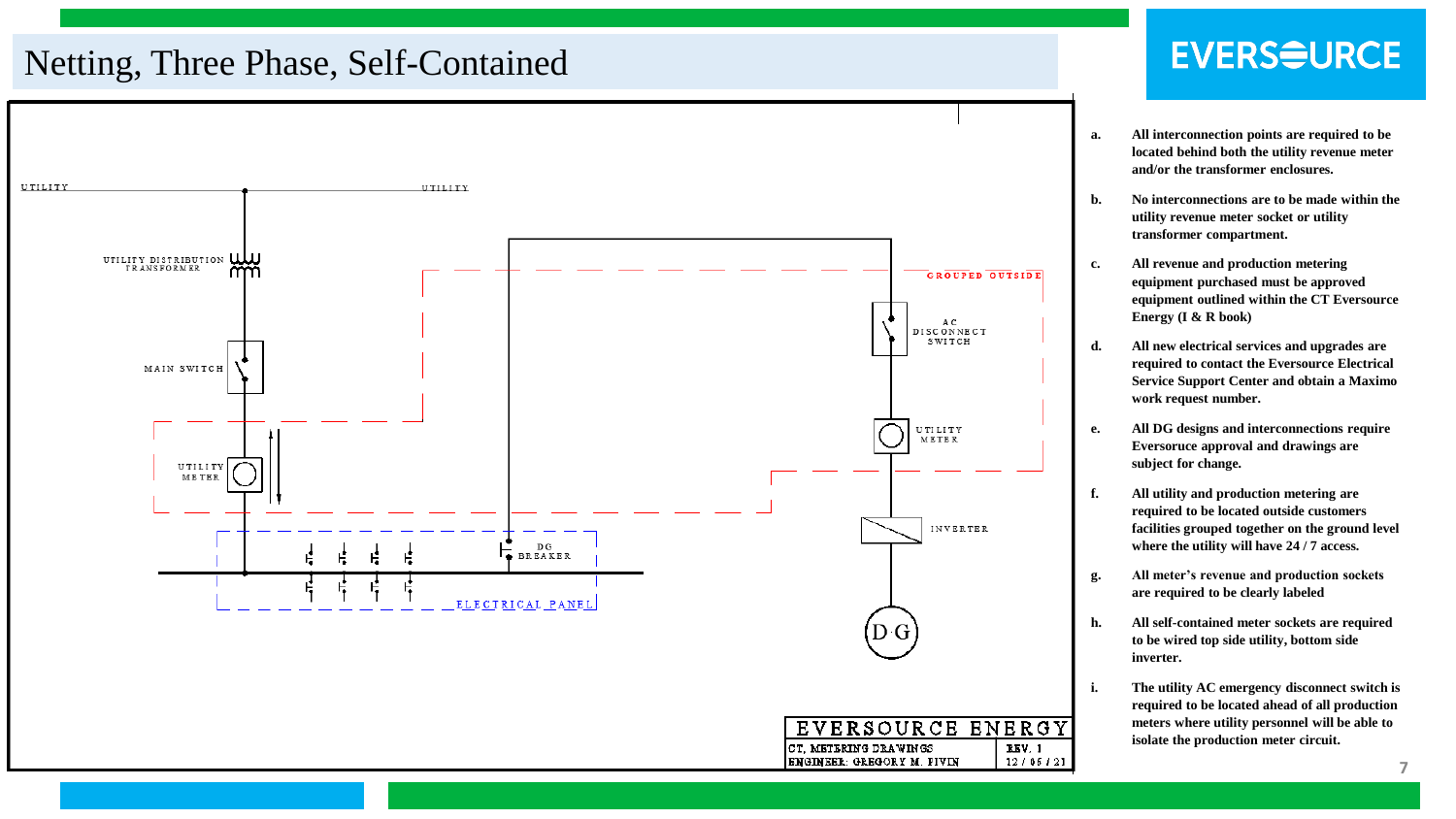# Netting, Three Phase, Self-Contained

UTILITY

UTILITY

UTILITY DISTRIBUTION TRANSFORMER

MAIN SWITCH

UTILITY METER

GROUPED OUTSIDE

AC DISCONNECT SWITCH

UTILITY METER

INVERTER

DG BREAKER

ELECTRICAL PANEL

D·G

EVERSOURCE ENERGY

CT, METERING DRAWINGS

ENGINEER: GREGORY M. PIVIN

REV. 1

12 / 05 / 21

a. All interconnection points are required to be located behind both the utility revenue meter and/or the transformer enclosures.

b. No interconnections are to be made within the utility revenue meter socket or utility transformer compartment.

c. All revenue and production metering equipment purchased must be approved equipment outlined within the CT Eversource Energy (I & R book)

d. All new electrical services and upgrades are required to contact the Eversource Electrical Service Support Center and obtain a Maximo work request number.

e. All DG designs and interconnections require Eversoruce approval and drawings are subject for change.

f. All utility and production metering are required to be located outside customers facilities grouped together on the ground level where the utility will have 24 / 7 access.

g. All meter's revenue and production sockets are required to be clearly labeled

h. All self-contained meter sockets are required to be wired top side utility, bottom side inverter.

i. The utility AC emergency disconnect switch is required to be located ahead of all production meters where utility personnel will be able to isolate the production meter circuit.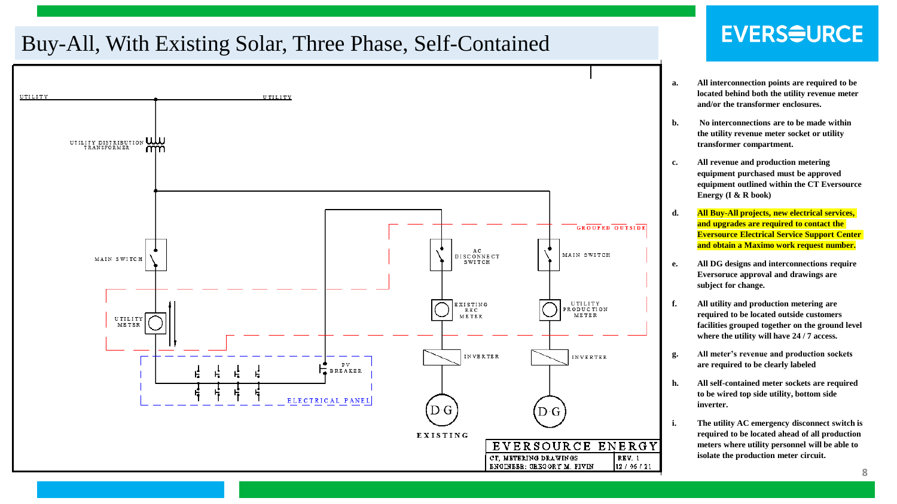# Buy-All, With Existing Solar, Three Phase, Self-Contained

UTILITY

UTILITY

UTILITY DISTRIBUTION TRANSFORMER

MAIN SWITCH

UTILITY METER

PV BREAKER

ELECTRICAL PANEL

AC DISCONNECT SWITCH

EXISTING REC METER

INVERTER

DG

EXISTING

GROUPED OUTSIDE

MAIN SWITCH

UTILITY PRODUCTION METER

INVERTER

DG

EVERSOURCE ENERGY

CT, METERING DRAWINGS

ENGINEER: GREGORY M. FIVIN

REV. 1

12 / 06 / 21

a. All interconnection points are required to be located behind both the utility revenue meter and/or the transformer enclosures.

b. No interconnections are to be made within the utility revenue meter socket or utility transformer compartment.

c. All revenue and production metering equipment purchased must be approved equipment outlined within the CT Eversource Energy (I & R book)

d. All Buy-All projects, new electrical services, and upgrades are required to contact the Eversource Electrical Service Support Center and obtain a Maximo work request number.

e. All DG designs and interconnections require Eversoruce approval and drawings are subject for change.

f. All utility and production metering are required to be located outside customers facilities grouped together on the ground level where the utility will have 24 / 7 access.

g. All meter's revenue and production sockets are required to be clearly labeled

h. All self-contained meter sockets are required to be wired top side utility, bottom side inverter.

i. The utility AC emergency disconnect switch is required to be located ahead of all production meters where utility personnel will be able to isolate the production meter circuit.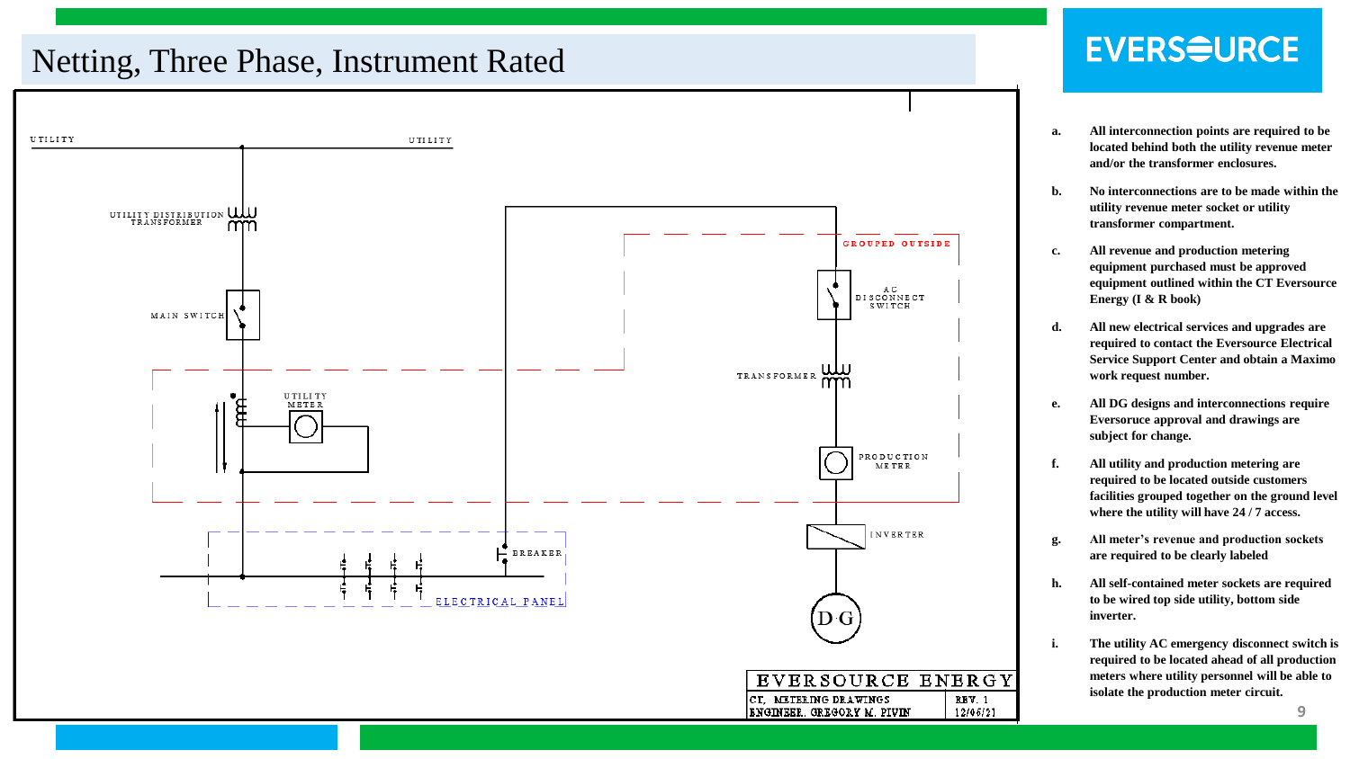# Netting, Three Phase, Instrument Rated

UTILITY

UTILITY

UTILITY DISTRIBUTION TRANSFORMER

MAIN SWITCH

UTILITY METER

GROUPED OUTSIDE

AC DISCONNECT SWITCH

TRANSFORMER

PRODUCTION METER

INVERTER

BREAKER

ELECTRICAL PANEL

D.G

| EVERSOURCE ENERGY | |
|---|---|
| CT, METERING DRAWINGS | REV. 1 |
| ENGINEER, GREGORY M. PIVIN | 12/06/21 |

a. **All interconnection points are required to be located behind both the utility revenue meter and/or the transformer enclosures.**

b. **No interconnections are to be made within the utility revenue meter socket or utility transformer compartment.**

c. **All revenue and production metering equipment purchased must be approved equipment outlined within the CT Eversource Energy (I & R book)**

d. **All new electrical services and upgrades are required to contact the Eversource Electrical Service Support Center and obtain a Maximo work request number.**

e. **All DG designs and interconnections require Eversource approval and drawings are subject for change.**

f. **All utility and production metering are required to be located outside customers facilities grouped together on the ground level where the utility will have 24 / 7 access.**

g. **All meter's revenue and production sockets are required to be clearly labeled**

h. **All self-contained meter sockets are required to be wired top side utility, bottom side inverter.**

i. **The utility AC emergency disconnect switch is required to be located ahead of all production meters where utility personnel will be able to isolate the production meter circuit.**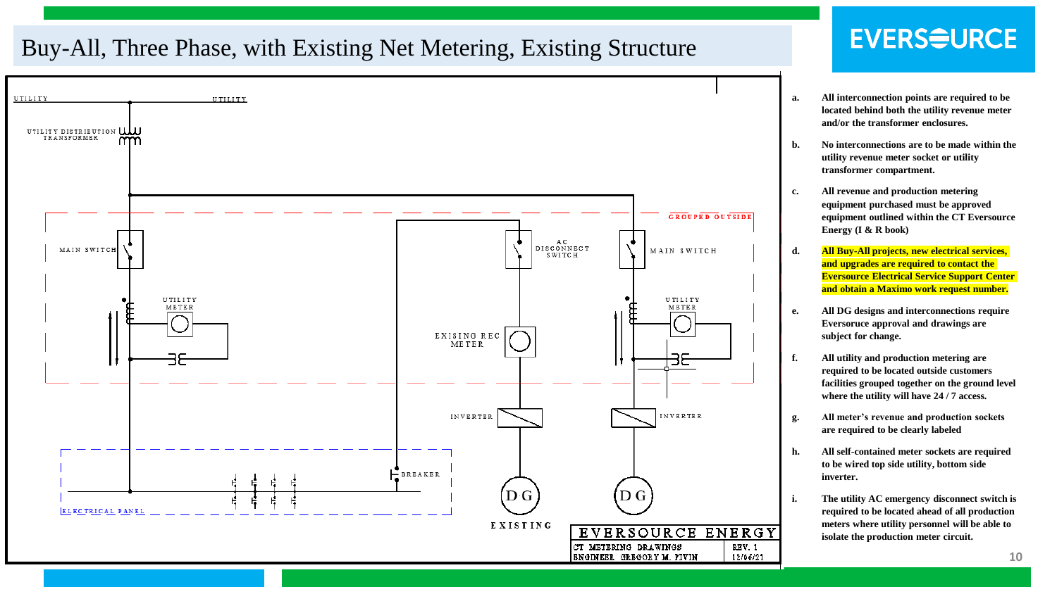# Buy-All, Three Phase, with Existing Net Metering, Existing Structure

UTILITY

UTILITY DISTRIBUTION TRANSFORMER

GROUPED OUTSIDE

MAIN SWITCH

AC DISCONNECT SWITCH

MAIN SWITCH

UTILITY METER

UTILITY METER

EXISING REC METER

INVERTER

INVERTER

BREAKER

DG

DG

ELECTRICAL PANEL

EXISTING

EVERSOURCE ENERGY

CT METERING DRAWINGS — REV. 1

ENGINEER GREGORY M. PIVIN — 12/06/21

a. All interconnection points are required to be located behind both the utility revenue meter and/or the transformer enclosures.

b. No interconnections are to be made within the utility revenue meter socket or utility transformer compartment.

c. All revenue and production metering equipment purchased must be approved equipment outlined within the CT Eversource Energy (I & R book)

d. All Buy-All projects, new electrical services, and upgrades are required to contact the Eversource Electrical Service Support Center and obtain a Maximo work request number.

e. All DG designs and interconnections require Eversoruce approval and drawings are subject for change.

f. All utility and production metering are required to be located outside customers facilities grouped together on the ground level where the utility will have 24 / 7 access.

g. All meter's revenue and production sockets are required to be clearly labeled

h. All self-contained meter sockets are required to be wired top side utility, bottom side inverter.

i. The utility AC emergency disconnect switch is required to be located ahead of all production meters where utility personnel will be able to isolate the production meter circuit.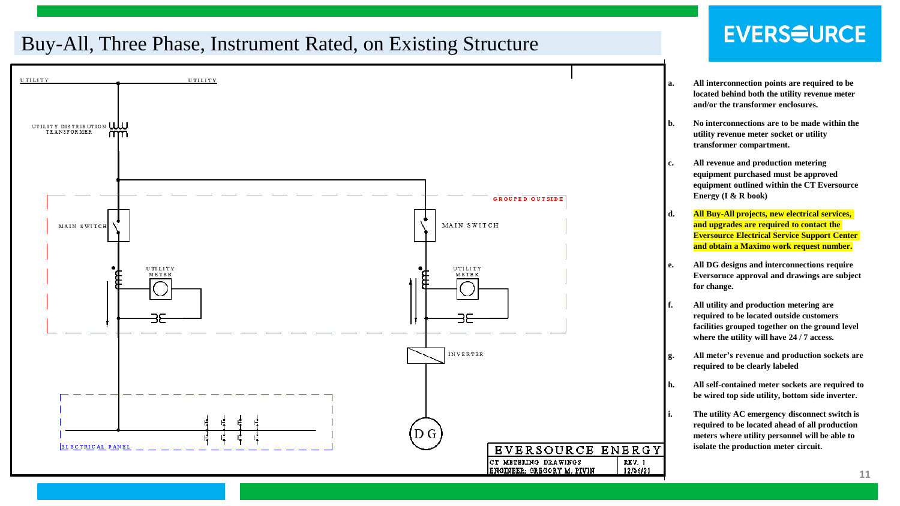# Buy-All, Three Phase, Instrument Rated, on Existing Structure

UTILITY

UTILITY

UTILITY DISTRIBUTION TRANSFORMER

GROUPED OUTSIDE

MAIN SWITCH

MAIN SWITCH

UTILITY METER

UTILITY METER

INVERTER

DG

ELECTRICAL PANEL

EVERSOURCE ENERGY

CT METERING DRAWINGS

ENGINEER: GREGORY M. PIVIN

REV. 1

12/06/21

a. **All interconnection points are required to be located behind both the utility revenue meter and/or the transformer enclosures.**

b. **No interconnections are to be made within the utility revenue meter socket or utility transformer compartment.**

c. **All revenue and production metering equipment purchased must be approved equipment outlined within the CT Eversource Energy (I & R book)**

d. **All Buy-All projects, new electrical services, and upgrades are required to contact the Eversource Electrical Service Support Center and obtain a Maximo work request number.**

e. **All DG designs and interconnections require Eversoruce approval and drawings are subject for change.**

f. **All utility and production metering are required to be located outside customers facilities grouped together on the ground level where the utility will have 24 / 7 access.**

g. **All meter's revenue and production sockets are required to be clearly labeled**

h. **All self-contained meter sockets are required to be wired top side utility, bottom side inverter.**

i. **The utility AC emergency disconnect switch is required to be located ahead of all production meters where utility personnel will be able to isolate the production meter circuit.**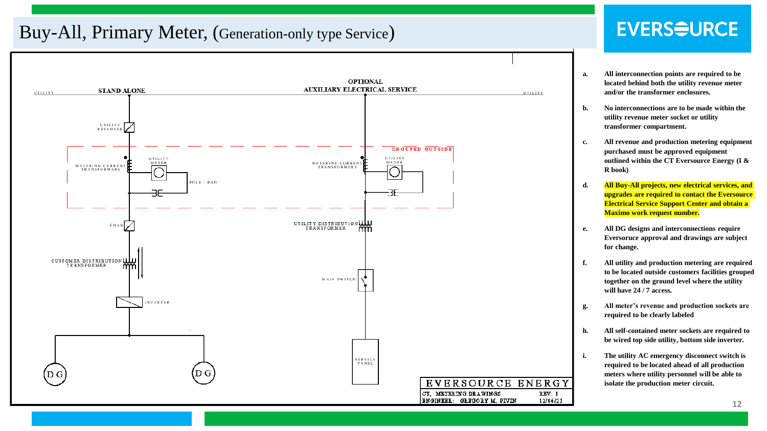# Buy-All, Primary Meter, (Generation-only type Service)

UTILITY

STAND ALONE

UTILITY RECLOSER

METERING CURRENT TRANSFORMERS

UTILITY METER

POLE / PAD

GOAB

CUSTOMER DISTRIBUTION TRANSFORMER

INVERTER

D G

D G

OPTIONAL
AUXILIARY ELECTRICAL SERVICE

UTILITY

GROUPED OUTSIDE

METERING CURRENT TRANSFORMERS

UTILITY METER

UTILITY DISTRIBUTION TRANSFORMER

MAIN SWITCH

SERVICE PANEL

EVERSOURCE ENERGY
CT, METERING DRAWINGS REV. 1
ENGINEER: GREGORY M. PIVIN 12/06/21

a. **All interconnection points are required to be located behind both the utility revenue meter and/or the transformer enclosures.**

b. **No interconnections are to be made within the utility revenue meter socket or utility transformer compartment.**

c. **All revenue and production metering equipment purchased must be approved equipment outlined within the CT Eversource Energy (I & R book)**

d. **All Buy-All projects, new electrical services, and upgrades are required to contact the Eversource Electrical Service Support Center and obtain a Maximo work request number.**

e. **All DG designs and interconnections require Eversoruce approval and drawings are subject for change.**

f. **All utility and production metering are required to be located outside customers facilities grouped together on the ground level where the utility will have 24 / 7 access.**

g. **All meter's revenue and production sockets are required to be clearly labeled**

h. **All self-contained meter sockets are required to be wired top side utility, bottom side inverter.**

i. **The utility AC emergency disconnect switch is required to be located ahead of all production meters where utility personnel will be able to isolate the production meter circuit.**